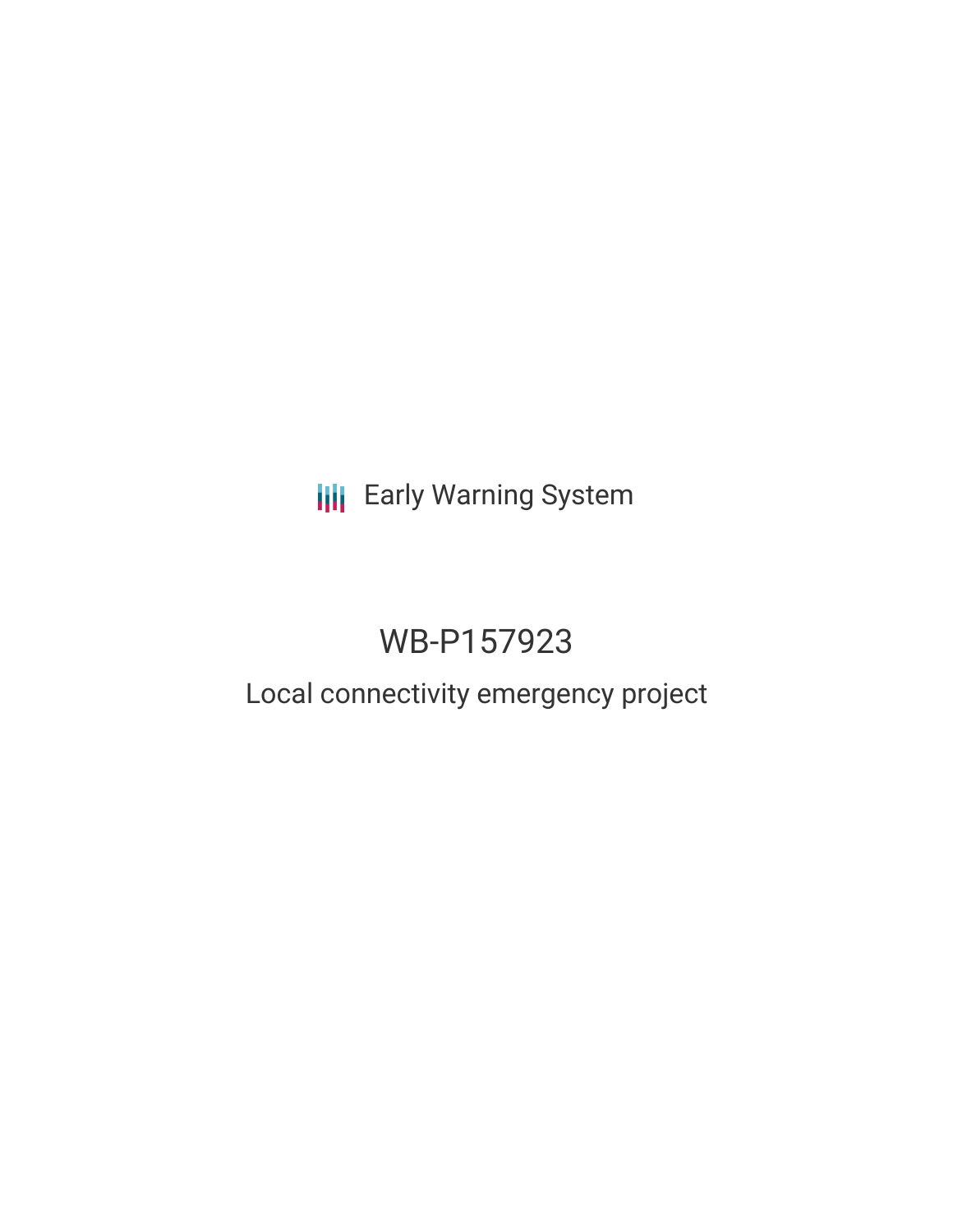Early Warning System

# WB-P157923

## Local connectivity emergency project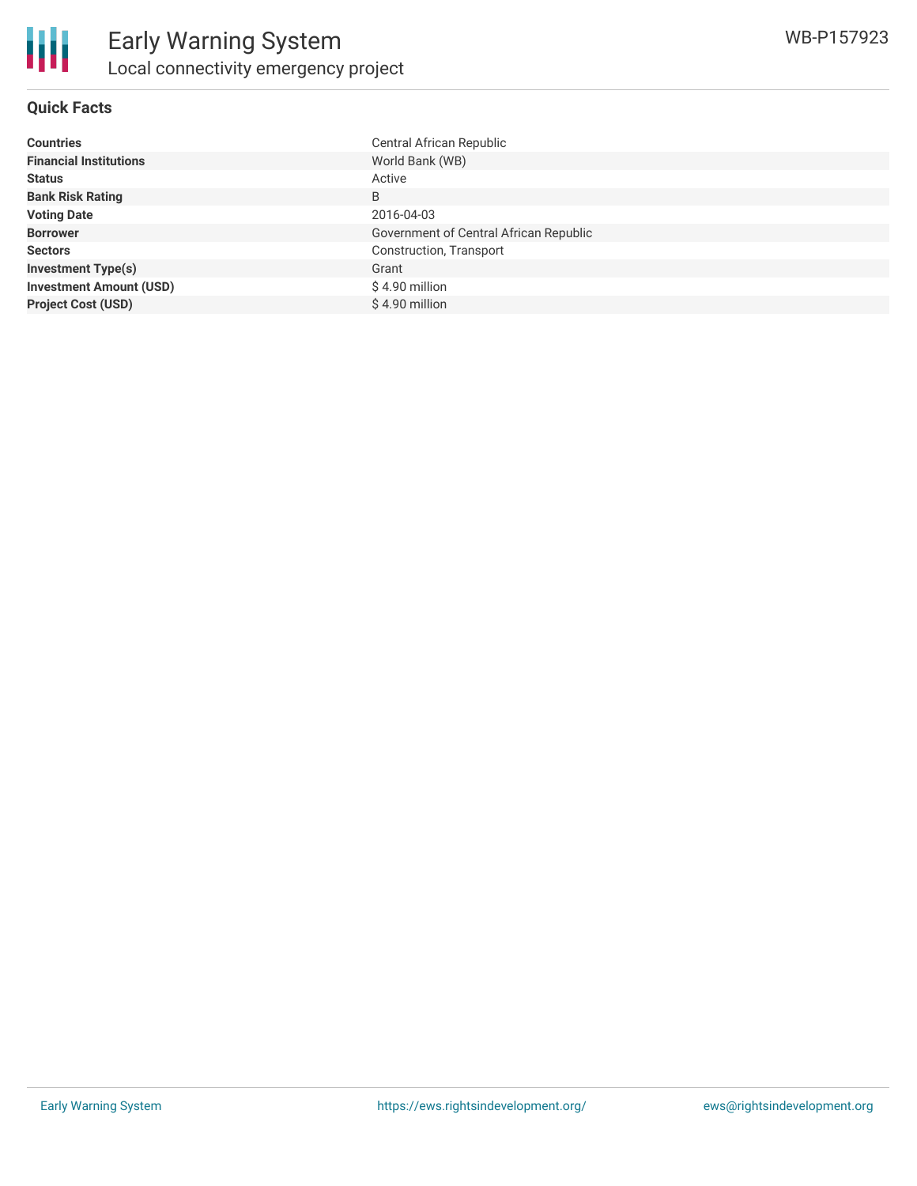# Early Warning System

## Local connectivity emergency project

WB-P157923

### Quick Facts

| | |
|---|---|
| **Countries** | Central African Republic |
| **Financial Institutions** | World Bank (WB) |
| **Status** | Active |
| **Bank Risk Rating** | B |
| **Voting Date** | 2016-04-03 |
| **Borrower** | Government of Central African Republic |
| **Sectors** | Construction, Transport |
| **Investment Type(s)** | Grant |
| **Investment Amount (USD)** | $ 4.90 million |
| **Project Cost (USD)** | $ 4.90 million |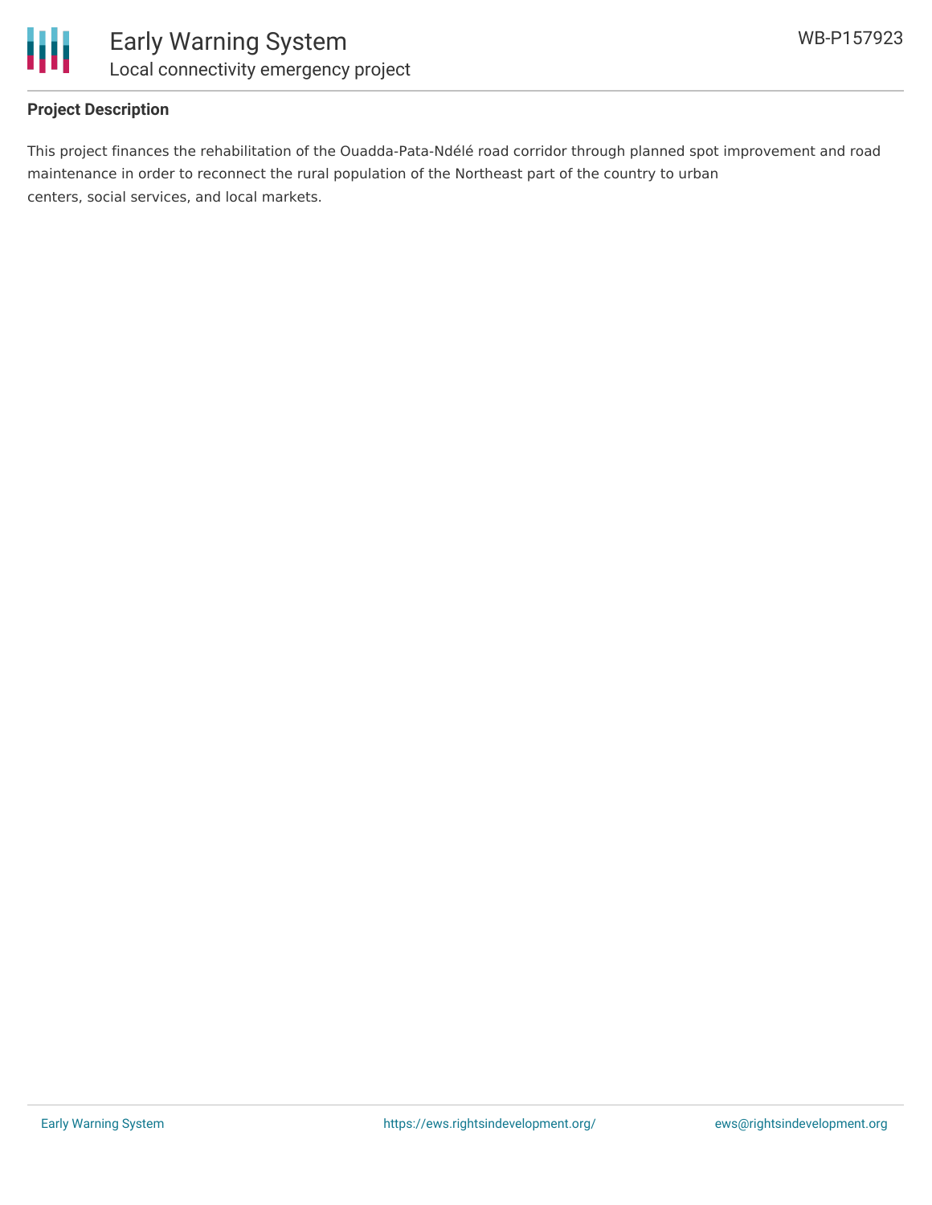**Project Description**

This project finances the rehabilitation of the Ouadda-Pata-Ndélé road corridor through planned spot improvement and road maintenance in order to reconnect the rural population of the Northeast part of the country to urban centers, social services, and local markets.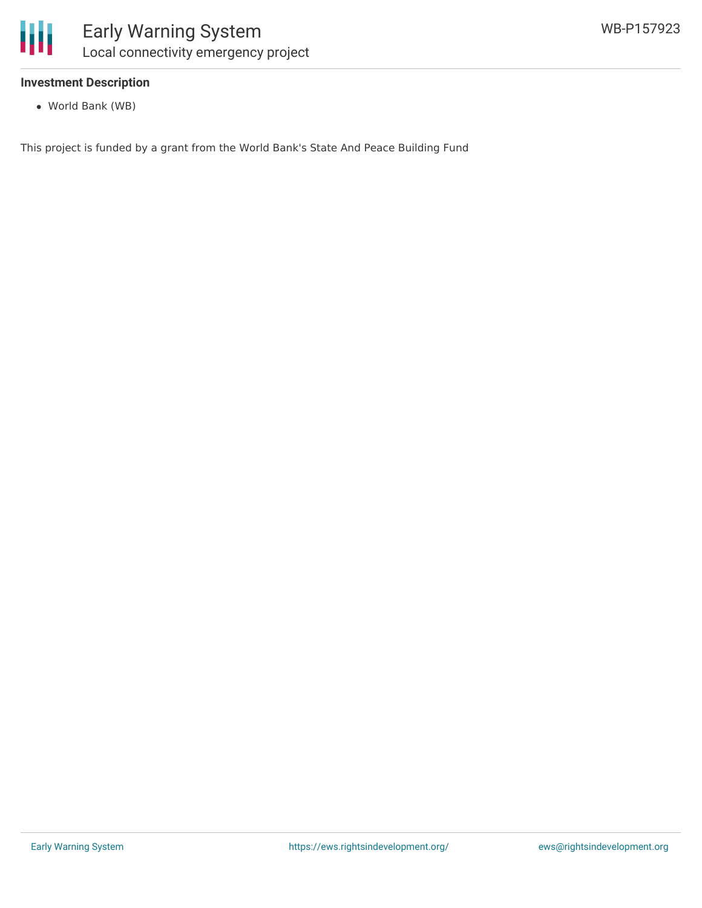### Investment Description

- World Bank (WB)

This project is funded by a grant from the World Bank's State And Peace Building Fund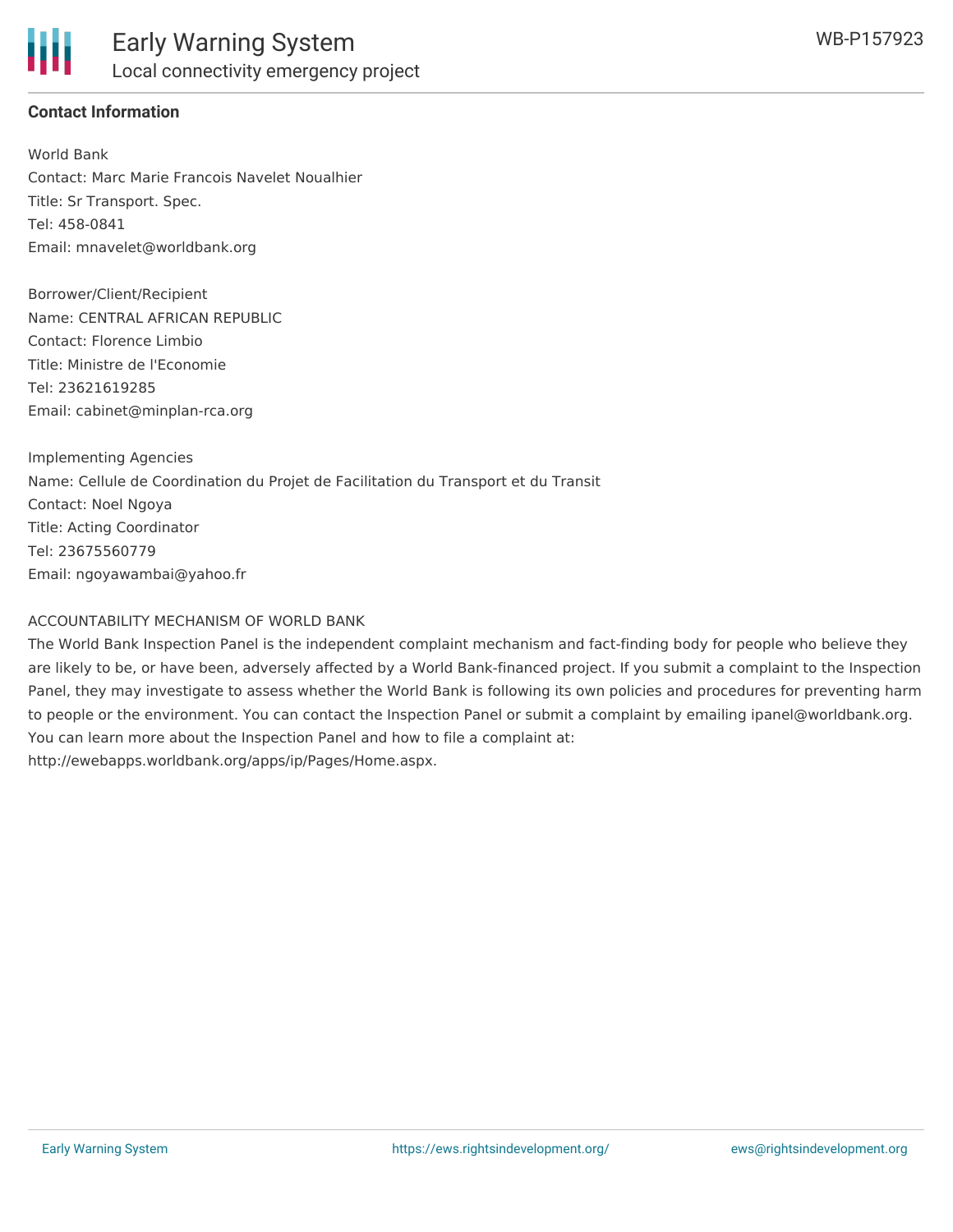## Contact Information

World Bank
Contact: Marc Marie Francois Navelet Noualhier
Title: Sr Transport. Spec.
Tel: 458-0841
Email: mnavelet@worldbank.org

Borrower/Client/Recipient
Name: CENTRAL AFRICAN REPUBLIC
Contact: Florence Limbio
Title: Ministre de l'Economie
Tel: 23621619285
Email: cabinet@minplan-rca.org

Implementing Agencies
Name: Cellule de Coordination du Projet de Facilitation du Transport et du Transit
Contact: Noel Ngoya
Title: Acting Coordinator
Tel: 23675560779
Email: ngoyawambai@yahoo.fr

ACCOUNTABILITY MECHANISM OF WORLD BANK
The World Bank Inspection Panel is the independent complaint mechanism and fact-finding body for people who believe they are likely to be, or have been, adversely affected by a World Bank-financed project. If you submit a complaint to the Inspection Panel, they may investigate to assess whether the World Bank is following its own policies and procedures for preventing harm to people or the environment. You can contact the Inspection Panel or submit a complaint by emailing ipanel@worldbank.org. You can learn more about the Inspection Panel and how to file a complaint at: http://ewebapps.worldbank.org/apps/ip/Pages/Home.aspx.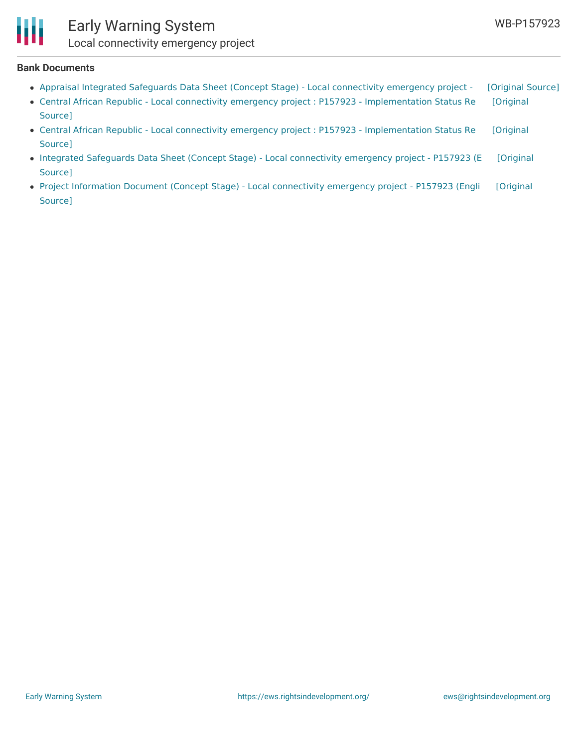**Bank Documents**

- Appraisal Integrated Safeguards Data Sheet (Concept Stage) - Local connectivity emergency project - [Original Source]
- Central African Republic - Local connectivity emergency project : P157923 - Implementation Status Re [Original Source]
- Central African Republic - Local connectivity emergency project : P157923 - Implementation Status Re [Original Source]
- Integrated Safeguards Data Sheet (Concept Stage) - Local connectivity emergency project - P157923 (E [Original Source]
- Project Information Document (Concept Stage) - Local connectivity emergency project - P157923 (Engli [Original Source]